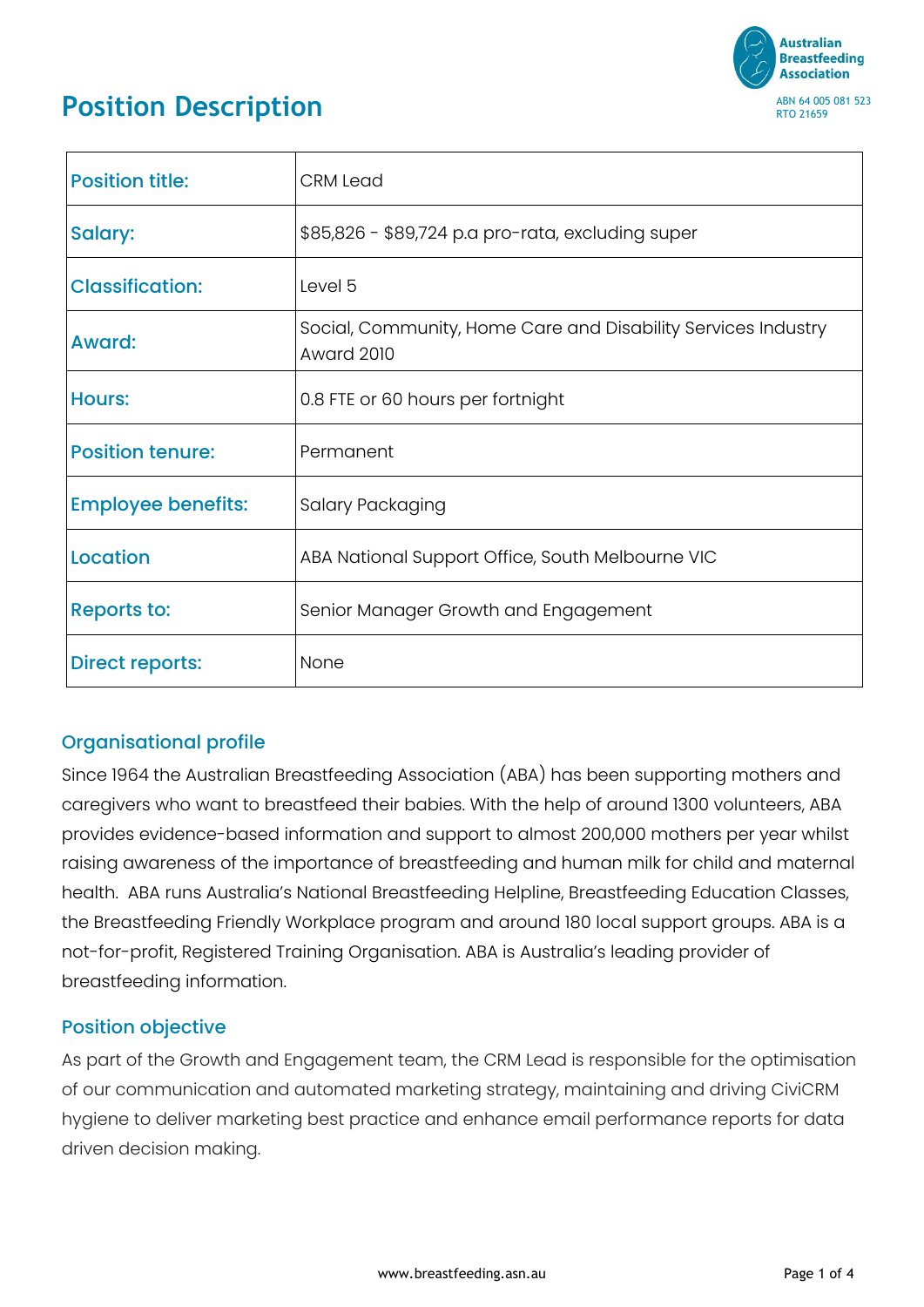Australian Breastfeeding Association
ABN 64 005 081 523
RTO 21659

# Position Description

| | |
|---|---|
| **Position title:** | CRM Lead |
| **Salary:** | $85,826 - $89,724 p.a pro-rata, excluding super |
| **Classification:** | Level 5 |
| **Award:** | Social, Community, Home Care and Disability Services Industry Award 2010 |
| **Hours:** | 0.8 FTE or 60 hours per fortnight |
| **Position tenure:** | Permanent |
| **Employee benefits:** | Salary Packaging |
| **Location** | ABA National Support Office, South Melbourne VIC |
| **Reports to:** | Senior Manager Growth and Engagement |
| **Direct reports:** | None |

## Organisational profile

Since 1964 the Australian Breastfeeding Association (ABA) has been supporting mothers and caregivers who want to breastfeed their babies. With the help of around 1300 volunteers, ABA provides evidence-based information and support to almost 200,000 mothers per year whilst raising awareness of the importance of breastfeeding and human milk for child and maternal health. ABA runs Australia's National Breastfeeding Helpline, Breastfeeding Education Classes, the Breastfeeding Friendly Workplace program and around 180 local support groups. ABA is a not-for-profit, Registered Training Organisation. ABA is Australia's leading provider of breastfeeding information.

## Position objective

As part of the Growth and Engagement team, the CRM Lead is responsible for the optimisation of our communication and automated marketing strategy, maintaining and driving CiviCRM hygiene to deliver marketing best practice and enhance email performance reports for data driven decision making.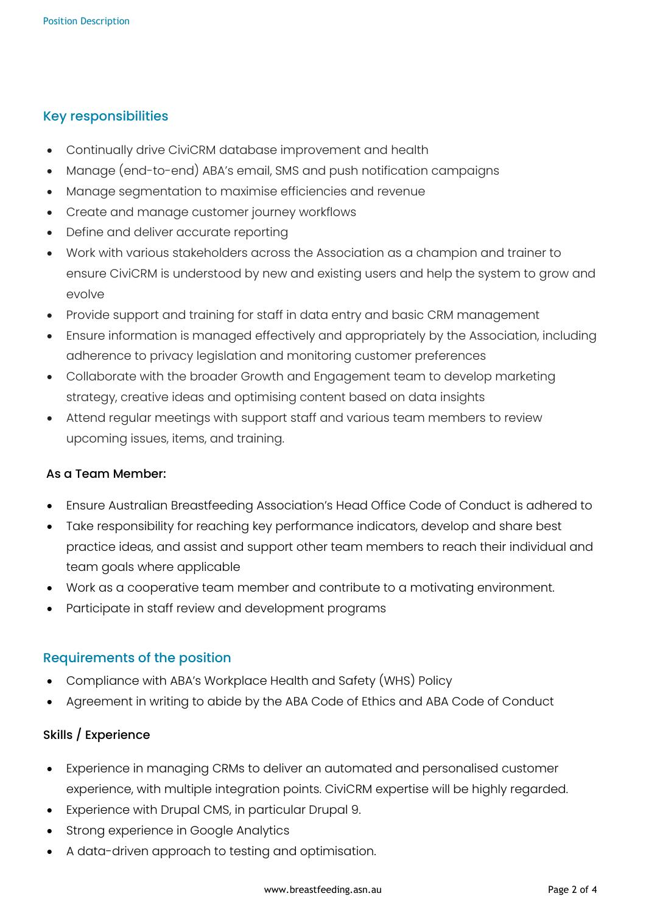## Key responsibilities

- Continually drive CiviCRM database improvement and health
- Manage (end-to-end) ABA's email, SMS and push notification campaigns
- Manage segmentation to maximise efficiencies and revenue
- Create and manage customer journey workflows
- Define and deliver accurate reporting
- Work with various stakeholders across the Association as a champion and trainer to ensure CiviCRM is understood by new and existing users and help the system to grow and evolve
- Provide support and training for staff in data entry and basic CRM management
- Ensure information is managed effectively and appropriately by the Association, including adherence to privacy legislation and monitoring customer preferences
- Collaborate with the broader Growth and Engagement team to develop marketing strategy, creative ideas and optimising content based on data insights
- Attend regular meetings with support staff and various team members to review upcoming issues, items, and training.

### As a Team Member:

- Ensure Australian Breastfeeding Association's Head Office Code of Conduct is adhered to
- Take responsibility for reaching key performance indicators, develop and share best practice ideas, and assist and support other team members to reach their individual and team goals where applicable
- Work as a cooperative team member and contribute to a motivating environment.
- Participate in staff review and development programs

## Requirements of the position

- Compliance with ABA's Workplace Health and Safety (WHS) Policy
- Agreement in writing to abide by the ABA Code of Ethics and ABA Code of Conduct

### Skills / Experience

- Experience in managing CRMs to deliver an automated and personalised customer experience, with multiple integration points. CiviCRM expertise will be highly regarded.
- Experience with Drupal CMS, in particular Drupal 9.
- Strong experience in Google Analytics
- A data-driven approach to testing and optimisation.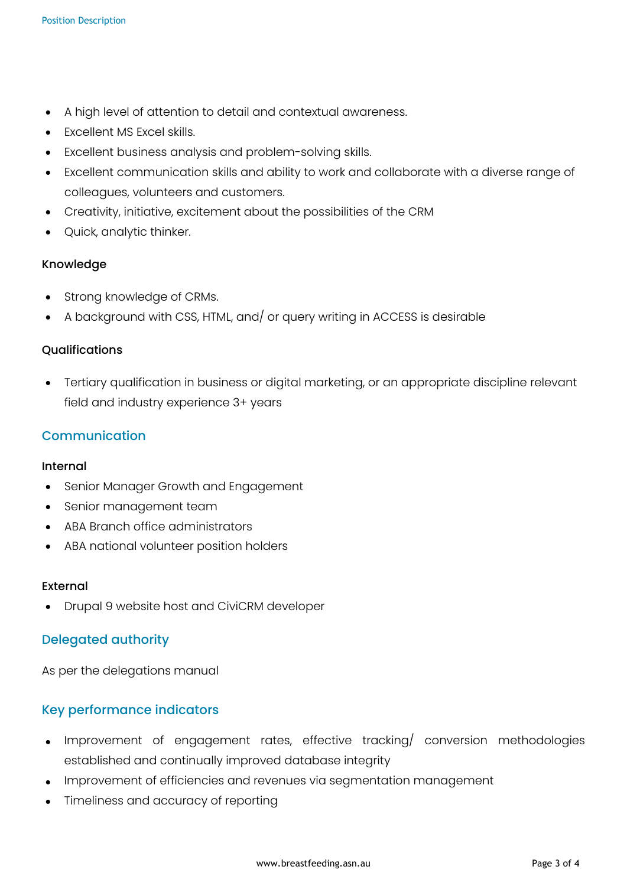- A high level of attention to detail and contextual awareness.
- Excellent MS Excel skills.
- Excellent business analysis and problem-solving skills.
- Excellent communication skills and ability to work and collaborate with a diverse range of colleagues, volunteers and customers.
- Creativity, initiative, excitement about the possibilities of the CRM
- Quick, analytic thinker.

### Knowledge

- Strong knowledge of CRMs.
- A background with CSS, HTML, and/ or query writing in ACCESS is desirable

### Qualifications

- Tertiary qualification in business or digital marketing, or an appropriate discipline relevant field and industry experience 3+ years

## Communication

### Internal

- Senior Manager Growth and Engagement
- Senior management team
- ABA Branch office administrators
- ABA national volunteer position holders

### External

- Drupal 9 website host and CiviCRM developer

## Delegated authority

As per the delegations manual

## Key performance indicators

- Improvement of engagement rates, effective tracking/ conversion methodologies established and continually improved database integrity
- Improvement of efficiencies and revenues via segmentation management
- Timeliness and accuracy of reporting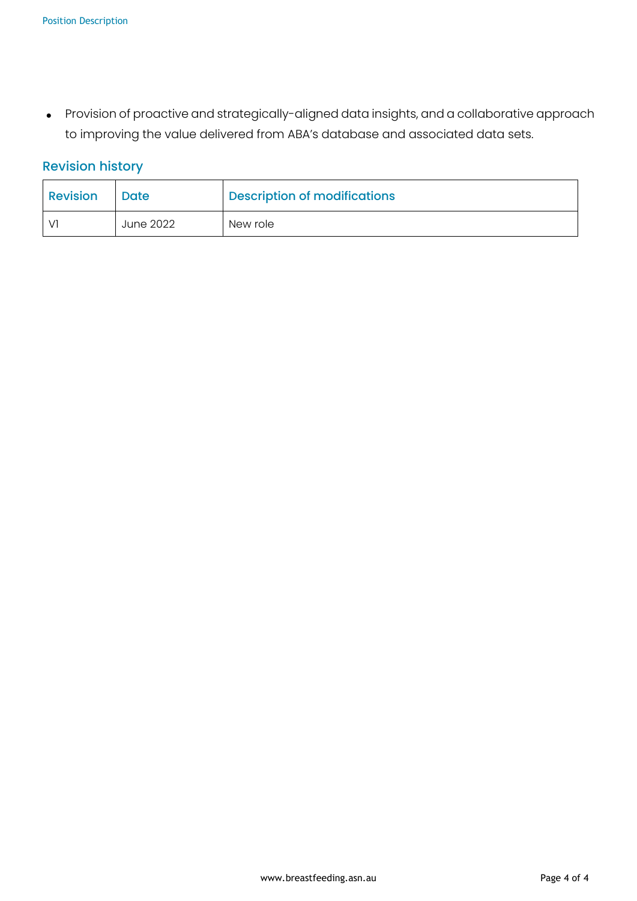- Provision of proactive and strategically-aligned data insights, and a collaborative approach to improving the value delivered from ABA's database and associated data sets.

## Revision history

| Revision | Date | Description of modifications |
|---|---|---|
| V1 | June 2022 | New role |